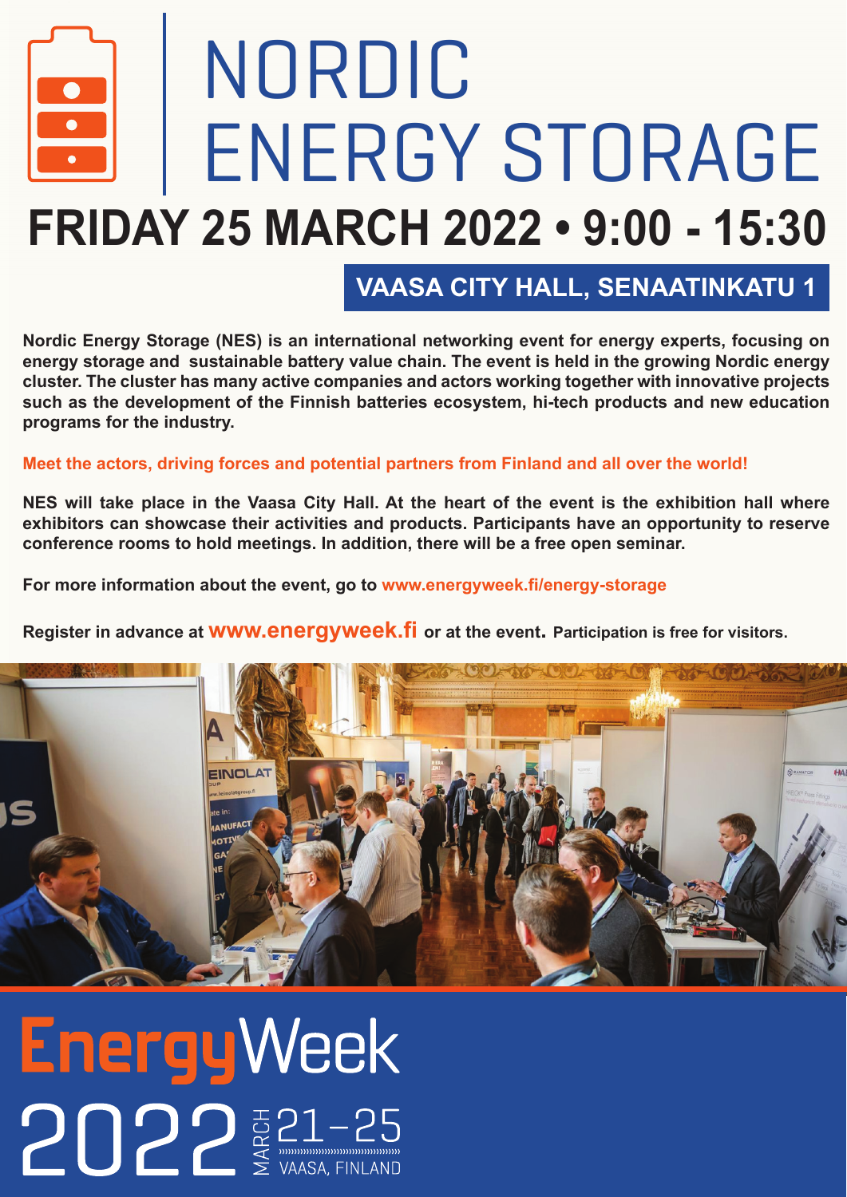# NORDIC ENERGY STORAGE

## FRIDAY 25 MARCH 2022 • 9:00 - 15:30

**VAASA CITY HALL, SENAATINKATU 1**

**Nordic Energy Storage (NES) is an international networking event for energy experts, focusing on energy storage and sustainable battery value chain. The event is held in the growing Nordic energy cluster. The cluster has many active companies and actors working together with innovative projects such as the development of the Finnish batteries ecosystem, hi-tech products and new education programs for the industry.**

**Meet the actors, driving forces and potential partners from Finland and all over the world!**

**NES will take place in the Vaasa City Hall. At the heart of the event is the exhibition hall where exhibitors can showcase their activities and products. Participants have an opportunity to reserve conference rooms to hold meetings. In addition, there will be a free open seminar.**

**For more information about the event, go to www.energyweek.fi/energy-storage**

**Register in advance at www.energyweek.fi or at the event. Participation is free for visitors.**

EnergyWeek 2022 MARCH 21–25 VAASA, FINLAND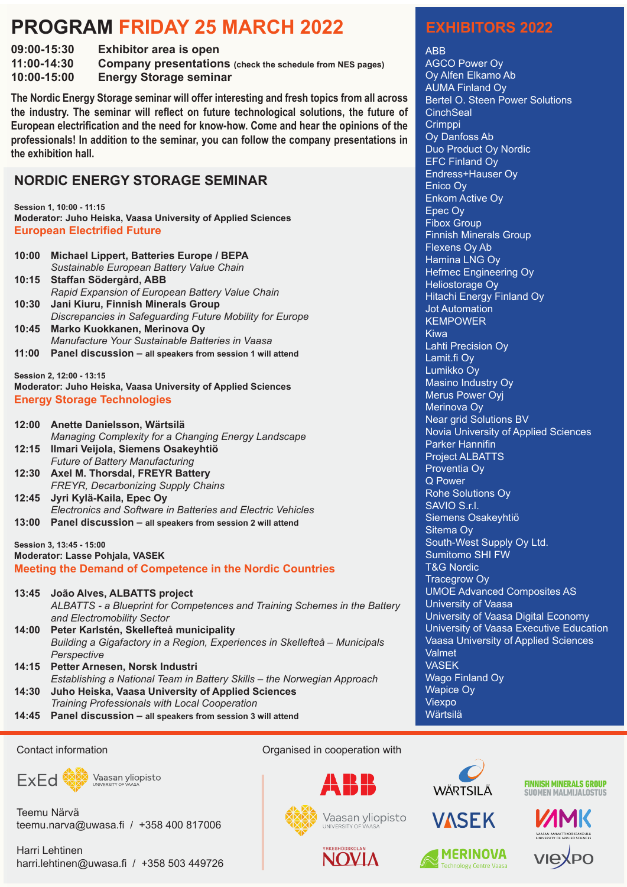# PROGRAM FRIDAY 25 MARCH 2022

**09:00-15:30** **Exhibitor area is open**
**11:00-14:30** **Company presentations** (check the schedule from NES pages)
**10:00-15:00** **Energy Storage seminar**

**The Nordic Energy Storage seminar will offer interesting and fresh topics from all across the industry. The seminar will reflect on future technological solutions, the future of European electrification and the need for know-how. Come and hear the opinions of the professionals! In addition to the seminar, you can follow the company presentations in the exhibition hall.**

## NORDIC ENERGY STORAGE SEMINAR

**Session 1, 10:00 - 11:15**
**Moderator: Juho Heiska, Vaasa University of Applied Sciences**

### European Electrified Future

**10:00** **Michael Lippert, Batteries Europe / BEPA**
*Sustainable European Battery Value Chain*

**10:15** **Staffan Södergård, ABB**
*Rapid Expansion of European Battery Value Chain*

**10:30** **Jani Kiuru, Finnish Minerals Group**
*Discrepancies in Safeguarding Future Mobility for Europe*

**10:45** **Marko Kuokkanen, Merinova Oy**
*Manufacture Your Sustainable Batteries in Vaasa*

**11:00** **Panel discussion** – all speakers from session 1 will attend

**Session 2, 12:00 - 13:15**
**Moderator: Juho Heiska, Vaasa University of Applied Sciences**

### Energy Storage Technologies

**12:00** **Anette Danielsson, Wärtsilä**
*Managing Complexity for a Changing Energy Landscape*

**12:15** **Ilmari Veijola, Siemens Osakeyhtiö**
*Future of Battery Manufacturing*

**12:30** **Axel M. Thorsdal, FREYR Battery**
*FREYR, Decarbonizing Supply Chains*

**12:45** **Jyri Kylä-Kaila, Epec Oy**
*Electronics and Software in Batteries and Electric Vehicles*

**13:00** **Panel discussion** – all speakers from session 2 will attend

**Session 3, 13:45 - 15:00**
**Moderator: Lasse Pohjala, VASEK**

### Meeting the Demand of Competence in the Nordic Countries

**13:45** **João Alves, ALBATTS project**
*ALBATTS - a Blueprint for Competences and Training Schemes in the Battery and Electromobility Sector*

**14:00** **Peter Karlstén, Skellefteå municipality**
*Building a Gigafactory in a Region, Experiences in Skellefteå – Municipals Perspective*

**14:15** **Petter Arnesen, Norsk Industri**
*Establishing a National Team in Battery Skills – the Norwegian Approach*

**14:30** **Juho Heiska, Vaasa University of Applied Sciences**
*Training Professionals with Local Cooperation*

**14:45** **Panel discussion** – all speakers from session 3 will attend

## EXHIBITORS 2022

ABB
AGCO Power Oy
Oy Alfen Elkamo Ab
AUMA Finland Oy
Bertel O. Steen Power Solutions
CinchSeal
Crimppi
Oy Danfoss Ab
Duo Product Oy Nordic
EFC Finland Oy
Endress+Hauser Oy
Enico Oy
Enkom Active Oy
Epec Oy
Fibox Group
Finnish Minerals Group
Flexens Oy Ab
Hamina LNG Oy
Hefmec Engineering Oy
Heliostorage Oy
Hitachi Energy Finland Oy
Jot Automation
KEMPOWER
Kiwa
Lahti Precision Oy
Lamit.fi Oy
Lumikko Oy
Masino Industry Oy
Merus Power Oyj
Merinova Oy
Near grid Solutions BV
Novia University of Applied Sciences
Parker Hannifin
Project ALBATTS
Proventia Oy
Q Power
Rohe Solutions Oy
SAVIO S.r.l.
Siemens Osakeyhtiö
Sitema Oy
South-West Supply Oy Ltd.
Sumitomo SHI FW
T&G Nordic
Tracegrow Oy
UMOE Advanced Composites AS
University of Vaasa
University of Vaasa Digital Economy
University of Vaasa Executive Education
Vaasa University of Applied Sciences
Valmet
VASEK
Wago Finland Oy
Wapice Oy
Viexpo
Wärtsilä

Contact information

ExEd Vaasan yliopisto UNIVERSITY OF VAASA

Teemu Närvä
teemu.narva@uwasa.fi / +358 400 817006

Harri Lehtinen
harri.lehtinen@uwasa.fi / +358 503 449726

Organised in cooperation with

ABB, Wärtsilä, Finnish Minerals Group / Suomen Malmijalostus, Vaasan yliopisto University of Vaasa, VASEK, VAMK Vaasan ammattikorkeakoulu University of Applied Sciences, Yrkeshögskolan Novia, Merinova Technology Centre Vaasa, Viexpo